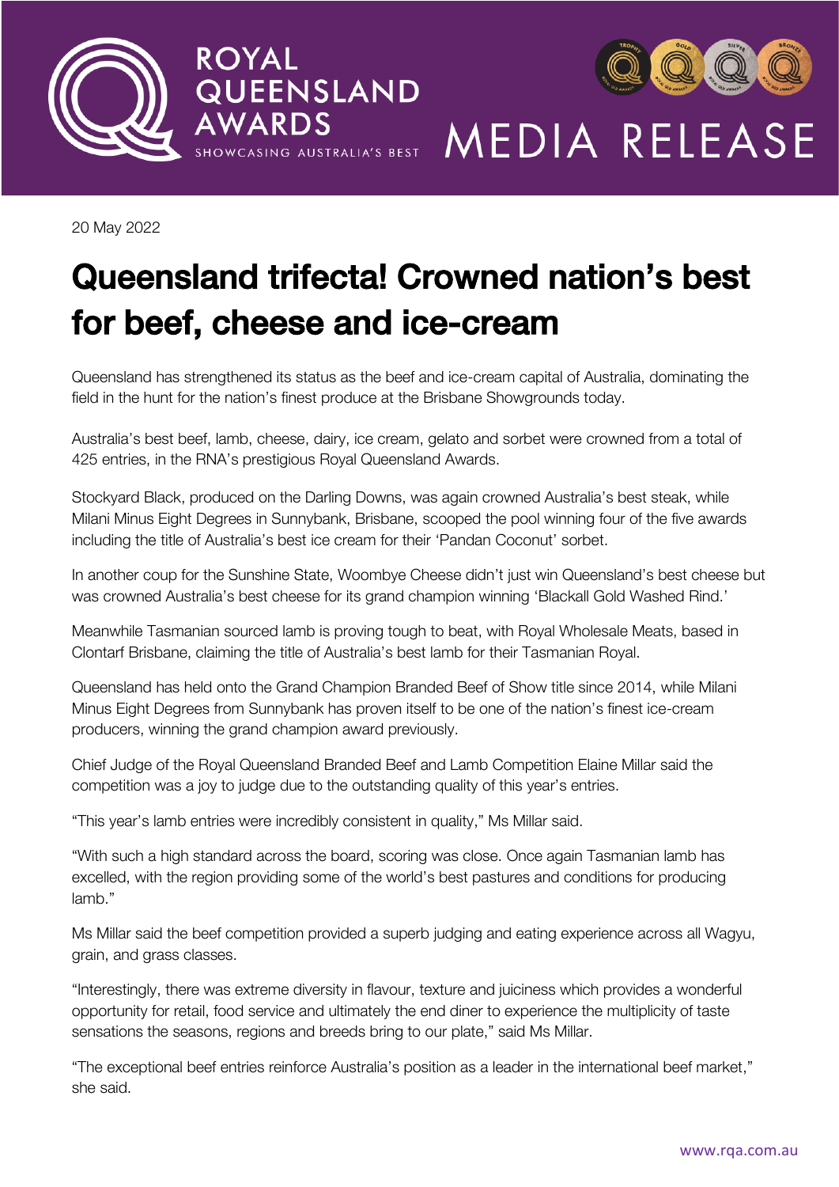ROYAL QUEENSLAND AWARDS

SHOWCASING AUSTRALIA'S BEST

MEDIA RELEASE

20 May 2022

# Queensland trifecta! Crowned nation's best for beef, cheese and ice-cream

Queensland has strengthened its status as the beef and ice-cream capital of Australia, dominating the field in the hunt for the nation's finest produce at the Brisbane Showgrounds today.

Australia's best beef, lamb, cheese, dairy, ice cream, gelato and sorbet were crowned from a total of 425 entries, in the RNA's prestigious Royal Queensland Awards.

Stockyard Black, produced on the Darling Downs, was again crowned Australia's best steak, while Milani Minus Eight Degrees in Sunnybank, Brisbane, scooped the pool winning four of the five awards including the title of Australia's best ice cream for their 'Pandan Coconut' sorbet.

In another coup for the Sunshine State, Woombye Cheese didn't just win Queensland's best cheese but was crowned Australia's best cheese for its grand champion winning 'Blackall Gold Washed Rind.'

Meanwhile Tasmanian sourced lamb is proving tough to beat, with Royal Wholesale Meats, based in Clontarf Brisbane, claiming the title of Australia's best lamb for their Tasmanian Royal.

Queensland has held onto the Grand Champion Branded Beef of Show title since 2014, while Milani Minus Eight Degrees from Sunnybank has proven itself to be one of the nation's finest ice-cream producers, winning the grand champion award previously.

Chief Judge of the Royal Queensland Branded Beef and Lamb Competition Elaine Millar said the competition was a joy to judge due to the outstanding quality of this year's entries.

"This year's lamb entries were incredibly consistent in quality," Ms Millar said.

"With such a high standard across the board, scoring was close. Once again Tasmanian lamb has excelled, with the region providing some of the world's best pastures and conditions for producing lamb."

Ms Millar said the beef competition provided a superb judging and eating experience across all Wagyu, grain, and grass classes.

"Interestingly, there was extreme diversity in flavour, texture and juiciness which provides a wonderful opportunity for retail, food service and ultimately the end diner to experience the multiplicity of taste sensations the seasons, regions and breeds bring to our plate," said Ms Millar.

"The exceptional beef entries reinforce Australia's position as a leader in the international beef market," she said.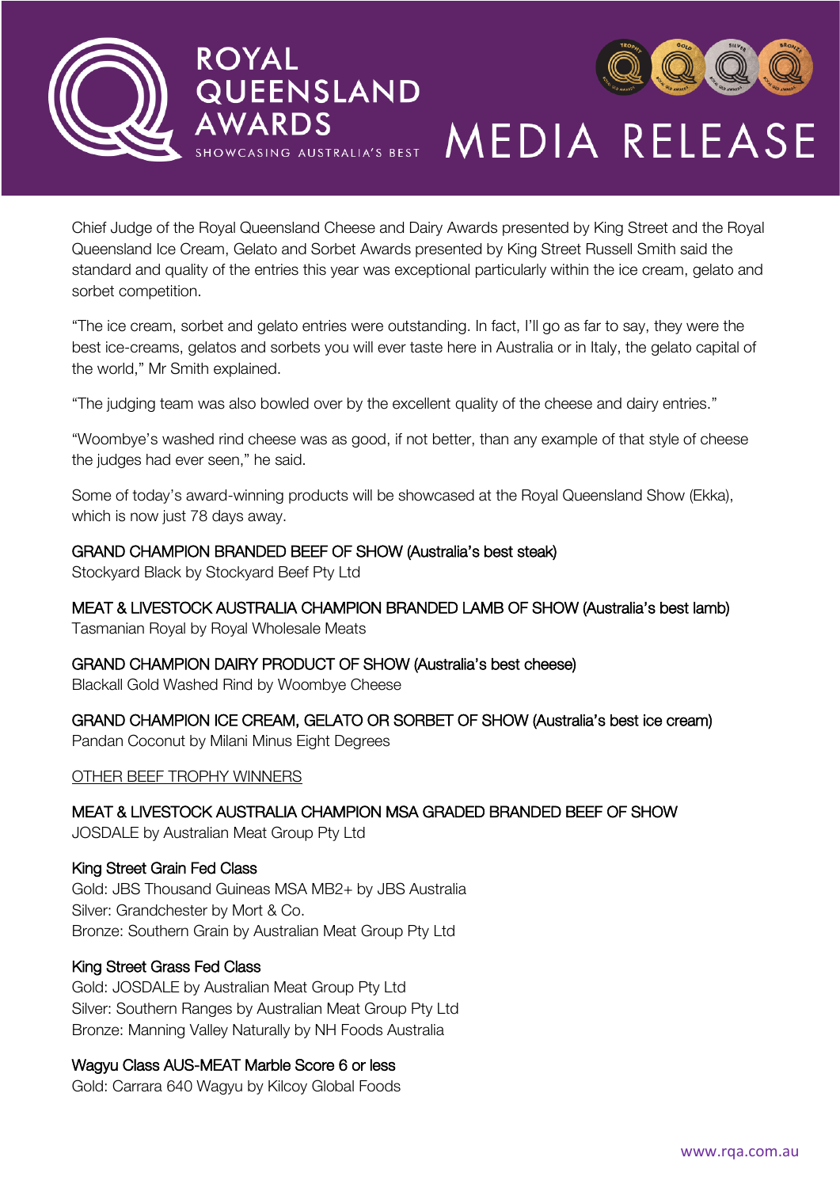Chief Judge of the Royal Queensland Cheese and Dairy Awards presented by King Street and the Royal Queensland Ice Cream, Gelato and Sorbet Awards presented by King Street Russell Smith said the standard and quality of the entries this year was exceptional particularly within the ice cream, gelato and sorbet competition.

"The ice cream, sorbet and gelato entries were outstanding. In fact, I'll go as far to say, they were the best ice-creams, gelatos and sorbets you will ever taste here in Australia or in Italy, the gelato capital of the world," Mr Smith explained.

"The judging team was also bowled over by the excellent quality of the cheese and dairy entries."

"Woombye's washed rind cheese was as good, if not better, than any example of that style of cheese the judges had ever seen," he said.

Some of today's award-winning products will be showcased at the Royal Queensland Show (Ekka), which is now just 78 days away.

GRAND CHAMPION BRANDED BEEF OF SHOW (Australia's best steak)
Stockyard Black by Stockyard Beef Pty Ltd

MEAT & LIVESTOCK AUSTRALIA CHAMPION BRANDED LAMB OF SHOW (Australia's best lamb)
Tasmanian Royal by Royal Wholesale Meats

GRAND CHAMPION DAIRY PRODUCT OF SHOW (Australia's best cheese)
Blackall Gold Washed Rind by Woombye Cheese

GRAND CHAMPION ICE CREAM, GELATO OR SORBET OF SHOW (Australia's best ice cream)
Pandan Coconut by Milani Minus Eight Degrees

OTHER BEEF TROPHY WINNERS

MEAT & LIVESTOCK AUSTRALIA CHAMPION MSA GRADED BRANDED BEEF OF SHOW
JOSDALE by Australian Meat Group Pty Ltd

King Street Grain Fed Class
Gold: JBS Thousand Guineas MSA MB2+ by JBS Australia
Silver: Grandchester by Mort & Co.
Bronze: Southern Grain by Australian Meat Group Pty Ltd

King Street Grass Fed Class
Gold: JOSDALE by Australian Meat Group Pty Ltd
Silver: Southern Ranges by Australian Meat Group Pty Ltd
Bronze: Manning Valley Naturally by NH Foods Australia

Wagyu Class AUS-MEAT Marble Score 6 or less
Gold: Carrara 640 Wagyu by Kilcoy Global Foods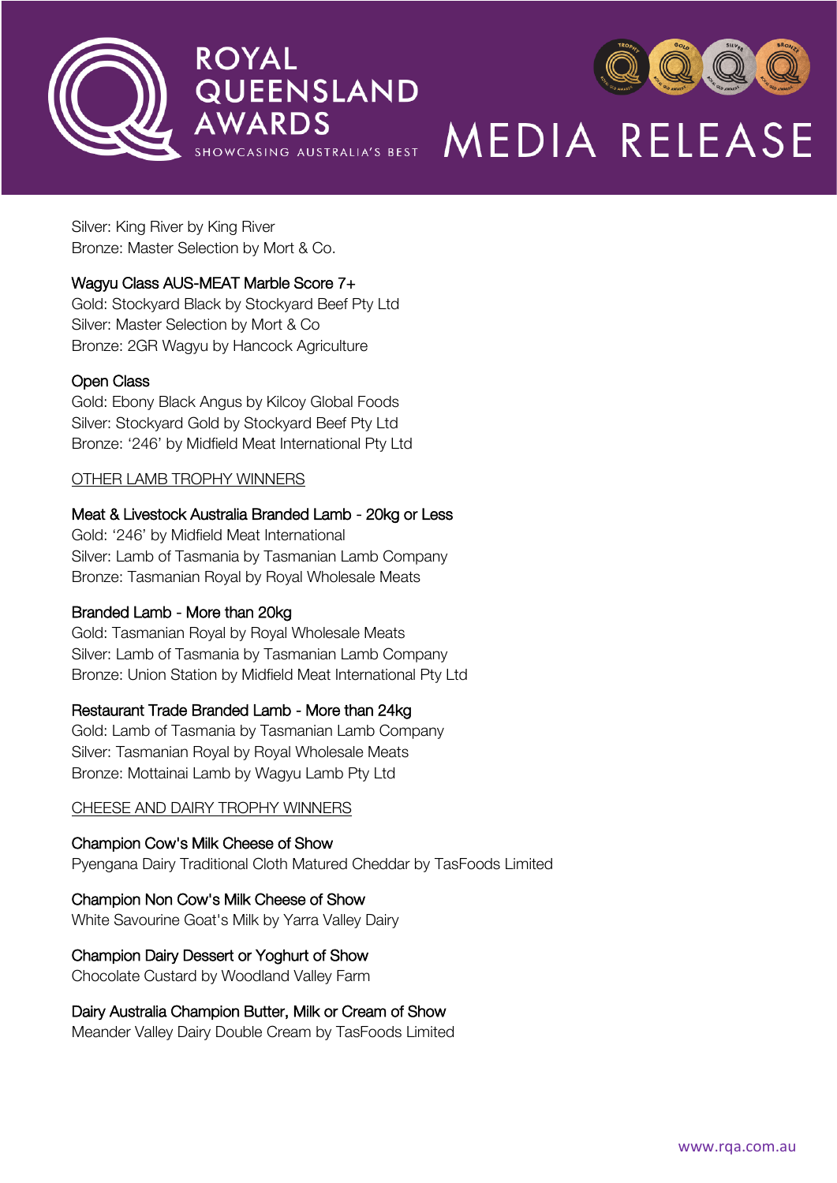Silver: King River by King River
Bronze: Master Selection by Mort & Co.

### Wagyu Class AUS-MEAT Marble Score 7+

Gold: Stockyard Black by Stockyard Beef Pty Ltd
Silver: Master Selection by Mort & Co
Bronze: 2GR Wagyu by Hancock Agriculture

### Open Class

Gold: Ebony Black Angus by Kilcoy Global Foods
Silver: Stockyard Gold by Stockyard Beef Pty Ltd
Bronze: '246' by Midfield Meat International Pty Ltd

## OTHER LAMB TROPHY WINNERS

### Meat & Livestock Australia Branded Lamb - 20kg or Less

Gold: '246' by Midfield Meat International
Silver: Lamb of Tasmania by Tasmanian Lamb Company
Bronze: Tasmanian Royal by Royal Wholesale Meats

### Branded Lamb - More than 20kg

Gold: Tasmanian Royal by Royal Wholesale Meats
Silver: Lamb of Tasmania by Tasmanian Lamb Company
Bronze: Union Station by Midfield Meat International Pty Ltd

### Restaurant Trade Branded Lamb - More than 24kg

Gold: Lamb of Tasmania by Tasmanian Lamb Company
Silver: Tasmanian Royal by Royal Wholesale Meats
Bronze: Mottainai Lamb by Wagyu Lamb Pty Ltd

## CHEESE AND DAIRY TROPHY WINNERS

### Champion Cow's Milk Cheese of Show

Pyengana Dairy Traditional Cloth Matured Cheddar by TasFoods Limited

### Champion Non Cow's Milk Cheese of Show

White Savourine Goat's Milk by Yarra Valley Dairy

### Champion Dairy Dessert or Yoghurt of Show

Chocolate Custard by Woodland Valley Farm

### Dairy Australia Champion Butter, Milk or Cream of Show

Meander Valley Dairy Double Cream by TasFoods Limited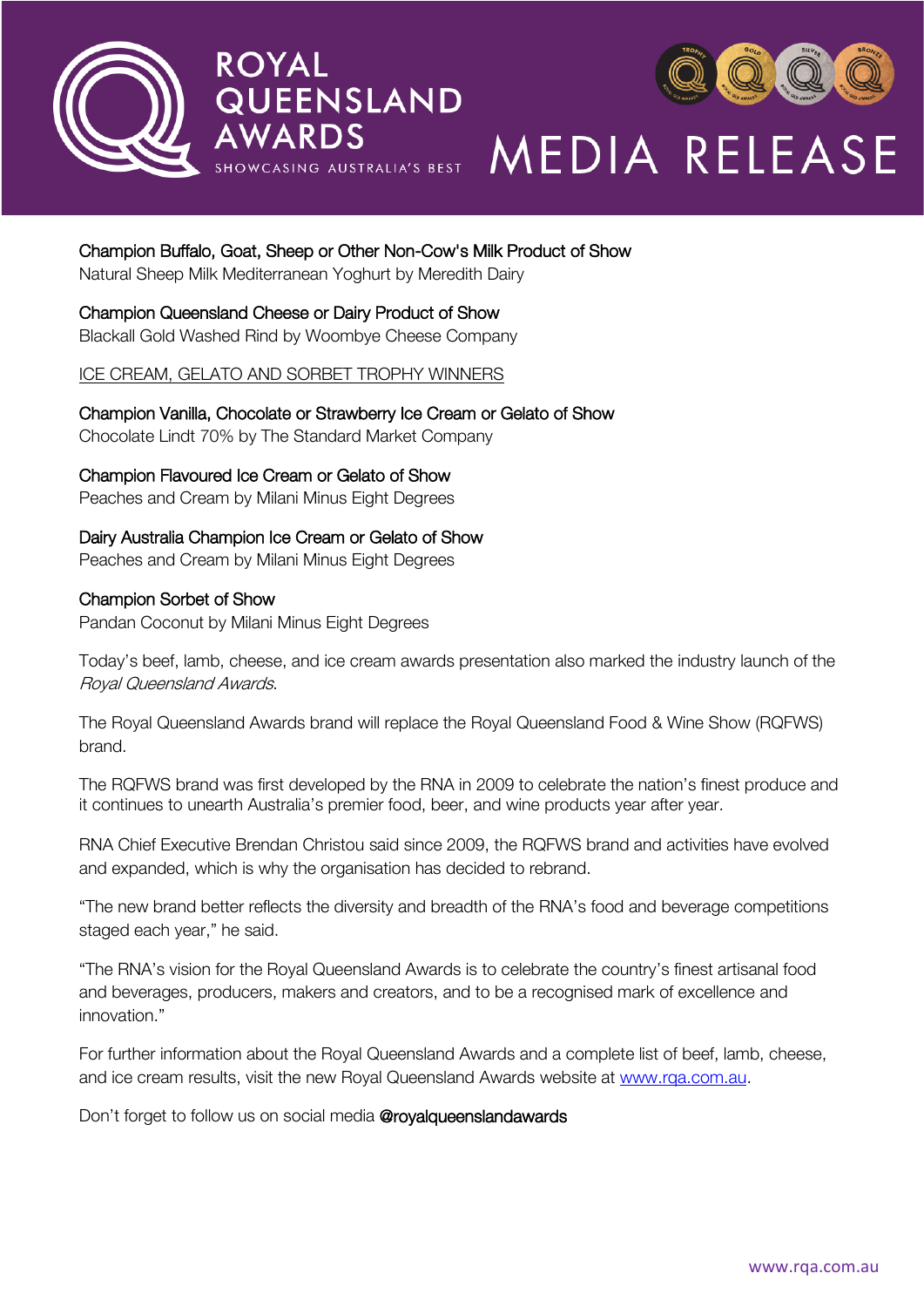**Champion Buffalo, Goat, Sheep or Other Non-Cow's Milk Product of Show**
Natural Sheep Milk Mediterranean Yoghurt by Meredith Dairy

**Champion Queensland Cheese or Dairy Product of Show**
Blackall Gold Washed Rind by Woombye Cheese Company

ICE CREAM, GELATO AND SORBET TROPHY WINNERS

**Champion Vanilla, Chocolate or Strawberry Ice Cream or Gelato of Show**
Chocolate Lindt 70% by The Standard Market Company

**Champion Flavoured Ice Cream or Gelato of Show**
Peaches and Cream by Milani Minus Eight Degrees

**Dairy Australia Champion Ice Cream or Gelato of Show**
Peaches and Cream by Milani Minus Eight Degrees

**Champion Sorbet of Show**
Pandan Coconut by Milani Minus Eight Degrees

Today's beef, lamb, cheese, and ice cream awards presentation also marked the industry launch of the *Royal Queensland Awards*.

The Royal Queensland Awards brand will replace the Royal Queensland Food & Wine Show (RQFWS) brand.

The RQFWS brand was first developed by the RNA in 2009 to celebrate the nation's finest produce and it continues to unearth Australia's premier food, beer, and wine products year after year.

RNA Chief Executive Brendan Christou said since 2009, the RQFWS brand and activities have evolved and expanded, which is why the organisation has decided to rebrand.

"The new brand better reflects the diversity and breadth of the RNA's food and beverage competitions staged each year," he said.

"The RNA's vision for the Royal Queensland Awards is to celebrate the country's finest artisanal food and beverages, producers, makers and creators, and to be a recognised mark of excellence and innovation."

For further information about the Royal Queensland Awards and a complete list of beef, lamb, cheese, and ice cream results, visit the new Royal Queensland Awards website at www.rqa.com.au.

Don't forget to follow us on social media **@royalqueenslandawards**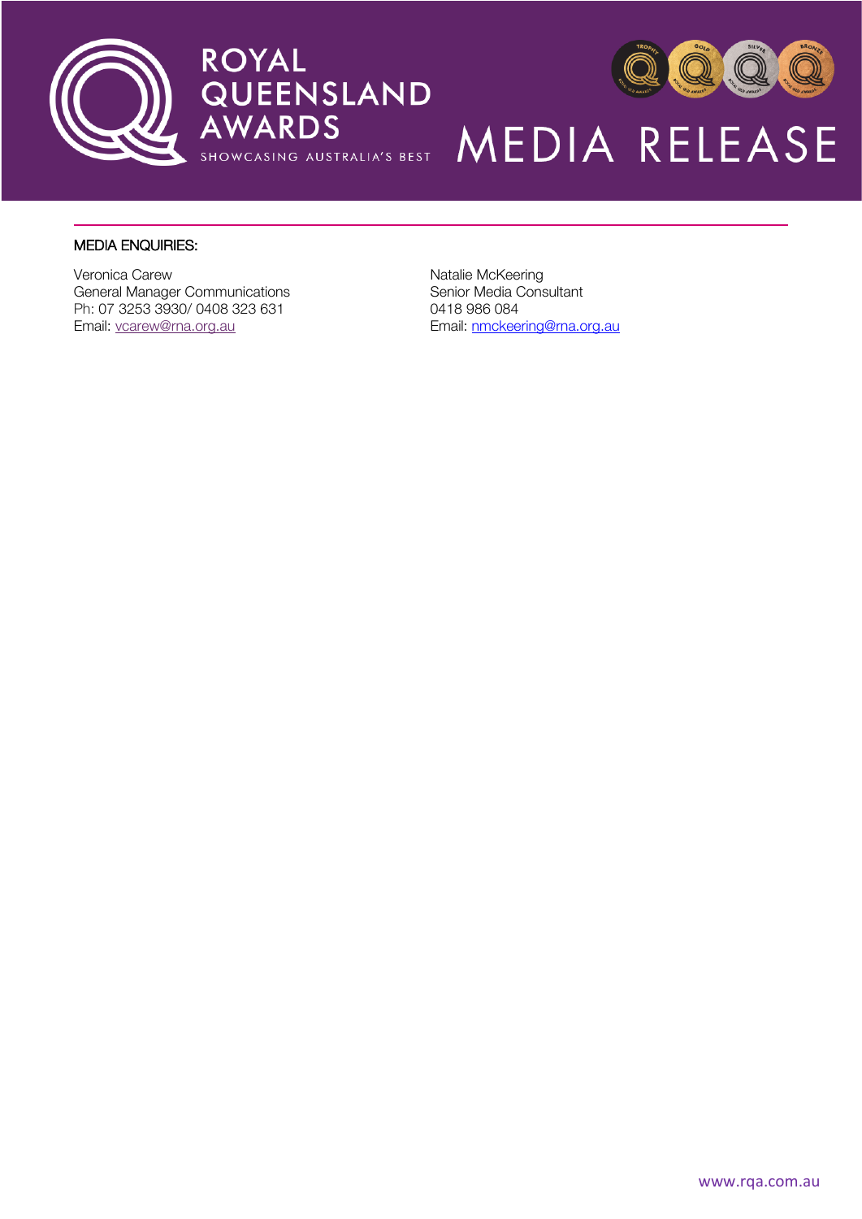MEDIA ENQUIRIES:

Veronica Carew
General Manager Communications
Ph: 07 3253 3930/ 0408 323 631
Email: vcarew@rna.org.au

Natalie McKeering
Senior Media Consultant
0418 986 084
Email: nmckeering@rna.org.au